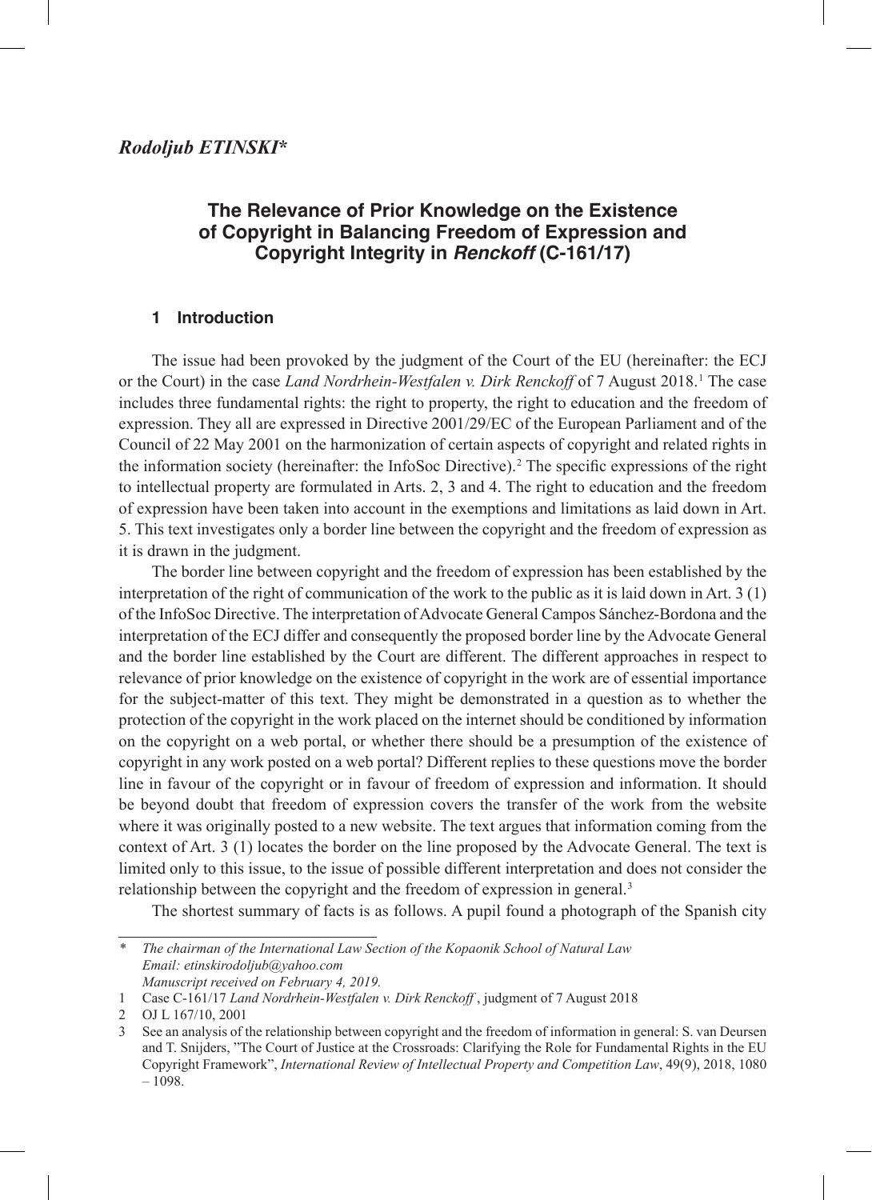*Rodoljub ETINSKI**

## The Relevance of Prior Knowledge on the Existence of Copyright in Balancing Freedom of Expression and Copyright Integrity in *Renckoff* (C-161/17)

### 1 Introduction

The issue had been provoked by the judgment of the Court of the EU (hereinafter: the ECJ or the Court) in the case *Land Nordrhein-Westfalen v. Dirk Renckoff* of 7 August 2018.[1] The case includes three fundamental rights: the right to property, the right to education and the freedom of expression. They all are expressed in Directive 2001/29/EC of the European Parliament and of the Council of 22 May 2001 on the harmonization of certain aspects of copyright and related rights in the information society (hereinafter: the InfoSoc Directive).[2] The specific expressions of the right to intellectual property are formulated in Arts. 2, 3 and 4. The right to education and the freedom of expression have been taken into account in the exemptions and limitations as laid down in Art. 5. This text investigates only a border line between the copyright and the freedom of expression as it is drawn in the judgment.

The border line between copyright and the freedom of expression has been established by the interpretation of the right of communication of the work to the public as it is laid down in Art. 3 (1) of the InfoSoc Directive. The interpretation of Advocate General Campos Sánchez-Bordona and the interpretation of the ECJ differ and consequently the proposed border line by the Advocate General and the border line established by the Court are different. The different approaches in respect to relevance of prior knowledge on the existence of copyright in the work are of essential importance for the subject-matter of this text. They might be demonstrated in a question as to whether the protection of the copyright in the work placed on the internet should be conditioned by information on the copyright on a web portal, or whether there should be a presumption of the existence of copyright in any work posted on a web portal? Different replies to these questions move the border line in favour of the copyright or in favour of freedom of expression and information. It should be beyond doubt that freedom of expression covers the transfer of the work from the website where it was originally posted to a new website. The text argues that information coming from the context of Art. 3 (1) locates the border on the line proposed by the Advocate General. The text is limited only to this issue, to the issue of possible different interpretation and does not consider the relationship between the copyright and the freedom of expression in general.[3]

The shortest summary of facts is as follows. A pupil found a photograph of the Spanish city

---

\* *The chairman of the International Law Section of the Kopaonik School of Natural Law*
*Email: etinskirodoljub@yahoo.com*
*Manuscript received on February 4, 2019.*

1 Case C-161/17 *Land Nordrhein-Westfalen v. Dirk Renckoff* , judgment of 7 August 2018

2 OJ L 167/10, 2001

3 See an analysis of the relationship between copyright and the freedom of information in general: S. van Deursen and T. Snijders, "The Court of Justice at the Crossroads: Clarifying the Role for Fundamental Rights in the EU Copyright Framework", *International Review of Intellectual Property and Competition Law*, 49(9), 2018, 1080 – 1098.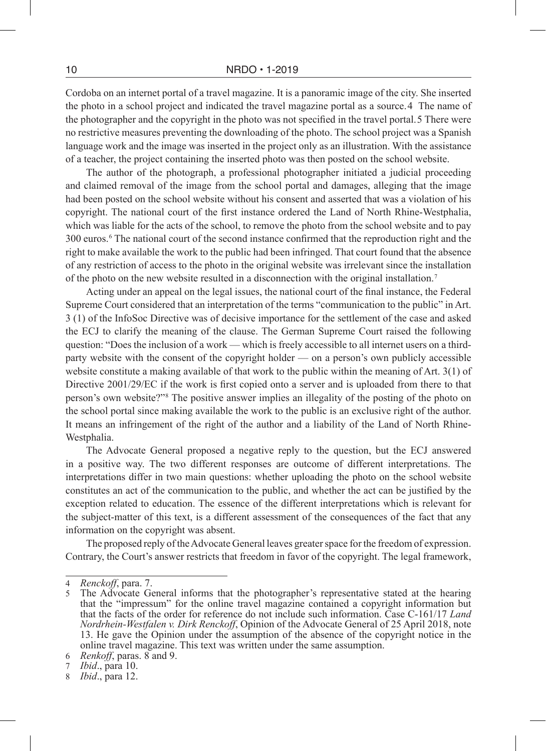Cordoba on an internet portal of a travel magazine. It is a panoramic image of the city. She inserted the photo in a school project and indicated the travel magazine portal as a source.[4] The name of the photographer and the copyright in the photo was not specified in the travel portal.[5] There were no restrictive measures preventing the downloading of the photo. The school project was a Spanish language work and the image was inserted in the project only as an illustration. With the assistance of a teacher, the project containing the inserted photo was then posted on the school website.

The author of the photograph, a professional photographer initiated a judicial proceeding and claimed removal of the image from the school portal and damages, alleging that the image had been posted on the school website without his consent and asserted that was a violation of his copyright. The national court of the first instance ordered the Land of North Rhine-Westphalia, which was liable for the acts of the school, to remove the photo from the school website and to pay 300 euros.[6] The national court of the second instance confirmed that the reproduction right and the right to make available the work to the public had been infringed. That court found that the absence of any restriction of access to the photo in the original website was irrelevant since the installation of the photo on the new website resulted in a disconnection with the original installation.[7]

Acting under an appeal on the legal issues, the national court of the final instance, the Federal Supreme Court considered that an interpretation of the terms "communication to the public" in Art. 3 (1) of the InfoSoc Directive was of decisive importance for the settlement of the case and asked the ECJ to clarify the meaning of the clause. The German Supreme Court raised the following question: "Does the inclusion of a work — which is freely accessible to all internet users on a third-party website with the consent of the copyright holder — on a person's own publicly accessible website constitute a making available of that work to the public within the meaning of Art. 3(1) of Directive 2001/29/EC if the work is first copied onto a server and is uploaded from there to that person's own website?"[8] The positive answer implies an illegality of the posting of the photo on the school portal since making available the work to the public is an exclusive right of the author. It means an infringement of the right of the author and a liability of the Land of North Rhine-Westphalia.

The Advocate General proposed a negative reply to the question, but the ECJ answered in a positive way. The two different responses are outcome of different interpretations. The interpretations differ in two main questions: whether uploading the photo on the school website constitutes an act of the communication to the public, and whether the act can be justified by the exception related to education. The essence of the different interpretations which is relevant for the subject-matter of this text, is a different assessment of the consequences of the fact that any information on the copyright was absent.

The proposed reply of the Advocate General leaves greater space for the freedom of expression. Contrary, the Court's answer restricts that freedom in favor of the copyright. The legal framework,

---

4 *Renckoff*, para. 7.

5 The Advocate General informs that the photographer's representative stated at the hearing that the "impressum" for the online travel magazine contained a copyright information but that the facts of the order for reference do not include such information. Case C-161/17 *Land Nordrhein-Westfalen v. Dirk Renckoff*, Opinion of the Advocate General of 25 April 2018, note 13. He gave the Opinion under the assumption of the absence of the copyright notice in the online travel magazine. This text was written under the same assumption.

6 *Renkoff*, paras. 8 and 9.

7 *Ibid*., para 10.

8 *Ibid*., para 12.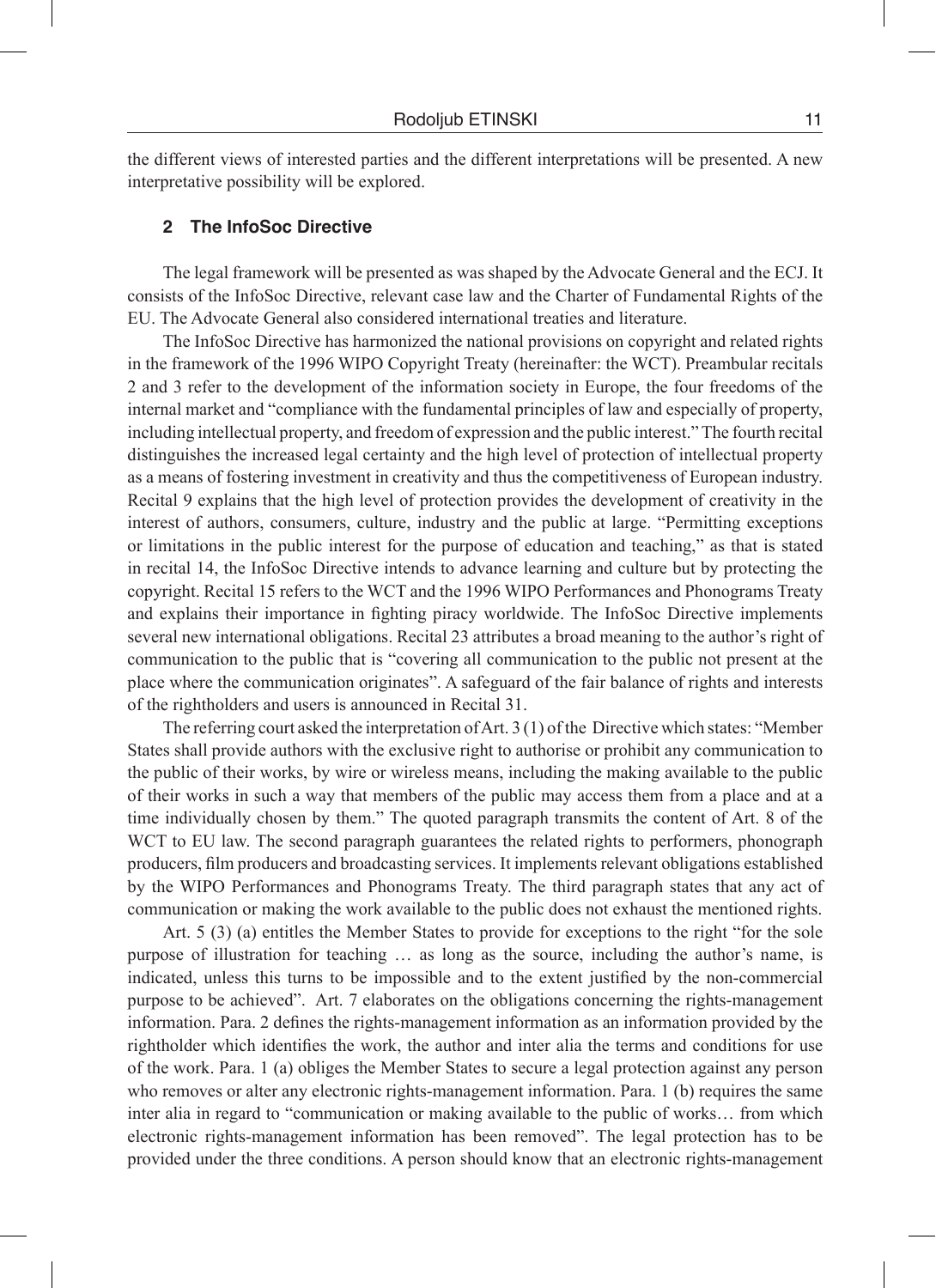the different views of interested parties and the different interpretations will be presented. A new interpretative possibility will be explored.

## 2 The InfoSoc Directive

The legal framework will be presented as was shaped by the Advocate General and the ECJ. It consists of the InfoSoc Directive, relevant case law and the Charter of Fundamental Rights of the EU. The Advocate General also considered international treaties and literature.

The InfoSoc Directive has harmonized the national provisions on copyright and related rights in the framework of the 1996 WIPO Copyright Treaty (hereinafter: the WCT). Preambular recitals 2 and 3 refer to the development of the information society in Europe, the four freedoms of the internal market and "compliance with the fundamental principles of law and especially of property, including intellectual property, and freedom of expression and the public interest." The fourth recital distinguishes the increased legal certainty and the high level of protection of intellectual property as a means of fostering investment in creativity and thus the competitiveness of European industry. Recital 9 explains that the high level of protection provides the development of creativity in the interest of authors, consumers, culture, industry and the public at large. "Permitting exceptions or limitations in the public interest for the purpose of education and teaching," as that is stated in recital 14, the InfoSoc Directive intends to advance learning and culture but by protecting the copyright. Recital 15 refers to the WCT and the 1996 WIPO Performances and Phonograms Treaty and explains their importance in fighting piracy worldwide. The InfoSoc Directive implements several new international obligations. Recital 23 attributes a broad meaning to the author's right of communication to the public that is "covering all communication to the public not present at the place where the communication originates". A safeguard of the fair balance of rights and interests of the rightholders and users is announced in Recital 31.

The referring court asked the interpretation of Art. 3 (1) of the Directive which states: "Member States shall provide authors with the exclusive right to authorise or prohibit any communication to the public of their works, by wire or wireless means, including the making available to the public of their works in such a way that members of the public may access them from a place and at a time individually chosen by them." The quoted paragraph transmits the content of Art. 8 of the WCT to EU law. The second paragraph guarantees the related rights to performers, phonograph producers, film producers and broadcasting services. It implements relevant obligations established by the WIPO Performances and Phonograms Treaty. The third paragraph states that any act of communication or making the work available to the public does not exhaust the mentioned rights.

Art. 5 (3) (a) entitles the Member States to provide for exceptions to the right "for the sole purpose of illustration for teaching … as long as the source, including the author's name, is indicated, unless this turns to be impossible and to the extent justified by the non-commercial purpose to be achieved". Art. 7 elaborates on the obligations concerning the rights-management information. Para. 2 defines the rights-management information as an information provided by the rightholder which identifies the work, the author and inter alia the terms and conditions for use of the work. Para. 1 (a) obliges the Member States to secure a legal protection against any person who removes or alter any electronic rights-management information. Para. 1 (b) requires the same inter alia in regard to "communication or making available to the public of works… from which electronic rights-management information has been removed". The legal protection has to be provided under the three conditions. A person should know that an electronic rights-management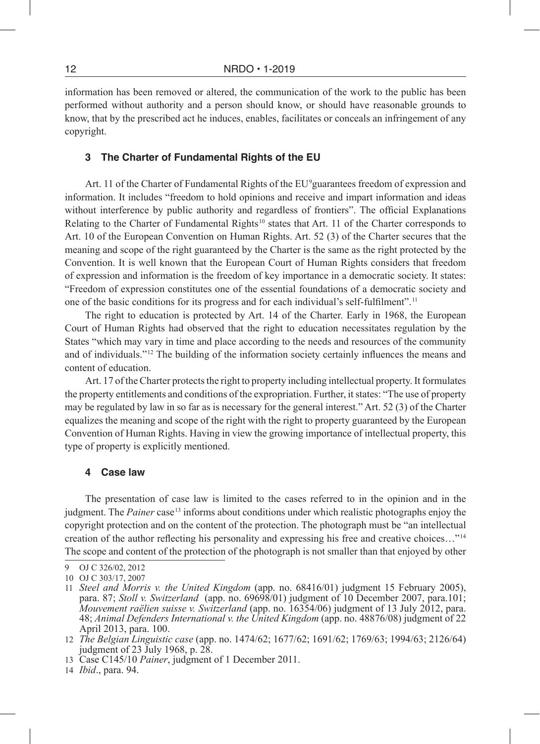information has been removed or altered, the communication of the work to the public has been performed without authority and a person should know, or should have reasonable grounds to know, that by the prescribed act he induces, enables, facilitates or conceals an infringement of any copyright.

## 3 The Charter of Fundamental Rights of the EU

Art. 11 of the Charter of Fundamental Rights of the EU[9] guarantees freedom of expression and information. It includes "freedom to hold opinions and receive and impart information and ideas without interference by public authority and regardless of frontiers". The official Explanations Relating to the Charter of Fundamental Rights[10] states that Art. 11 of the Charter corresponds to Art. 10 of the European Convention on Human Rights. Art. 52 (3) of the Charter secures that the meaning and scope of the right guaranteed by the Charter is the same as the right protected by the Convention. It is well known that the European Court of Human Rights considers that freedom of expression and information is the freedom of key importance in a democratic society. It states: "Freedom of expression constitutes one of the essential foundations of a democratic society and one of the basic conditions for its progress and for each individual's self-fulfilment".[11]

The right to education is protected by Art. 14 of the Charter. Early in 1968, the European Court of Human Rights had observed that the right to education necessitates regulation by the States "which may vary in time and place according to the needs and resources of the community and of individuals."[12] The building of the information society certainly influences the means and content of education.

Art. 17 of the Charter protects the right to property including intellectual property. It formulates the property entitlements and conditions of the expropriation. Further, it states: "The use of property may be regulated by law in so far as is necessary for the general interest." Art. 52 (3) of the Charter equalizes the meaning and scope of the right with the right to property guaranteed by the European Convention of Human Rights. Having in view the growing importance of intellectual property, this type of property is explicitly mentioned.

## 4 Case law

The presentation of case law is limited to the cases referred to in the opinion and in the judgment. The *Painer* case[13] informs about conditions under which realistic photographs enjoy the copyright protection and on the content of the protection. The photograph must be "an intellectual creation of the author reflecting his personality and expressing his free and creative choices…"[14] The scope and content of the protection of the photograph is not smaller than that enjoyed by other

---

9 OJ C 326/02, 2012

10 OJ C 303/17, 2007

11 *Steel and Morris v. the United Kingdom* (app. no. 68416/01) judgment 15 February 2005), para. 87; *Stoll v. Switzerland* (app. no. 69698/01) judgment of 10 December 2007, para.101; *Mouvement raëlien suisse v. Switzerland* (app. no. 16354/06) judgment of 13 July 2012, para. 48; *Animal Defenders International v. the United Kingdom* (app. no. 48876/08) judgment of 22 April 2013, para. 100.

12 *The Belgian Linguistic case* (app. no. 1474/62; 1677/62; 1691/62; 1769/63; 1994/63; 2126/64) judgment of 23 July 1968, p. 28.

13 Case C145/10 *Painer*, judgment of 1 December 2011.

14 *Ibid*., para. 94.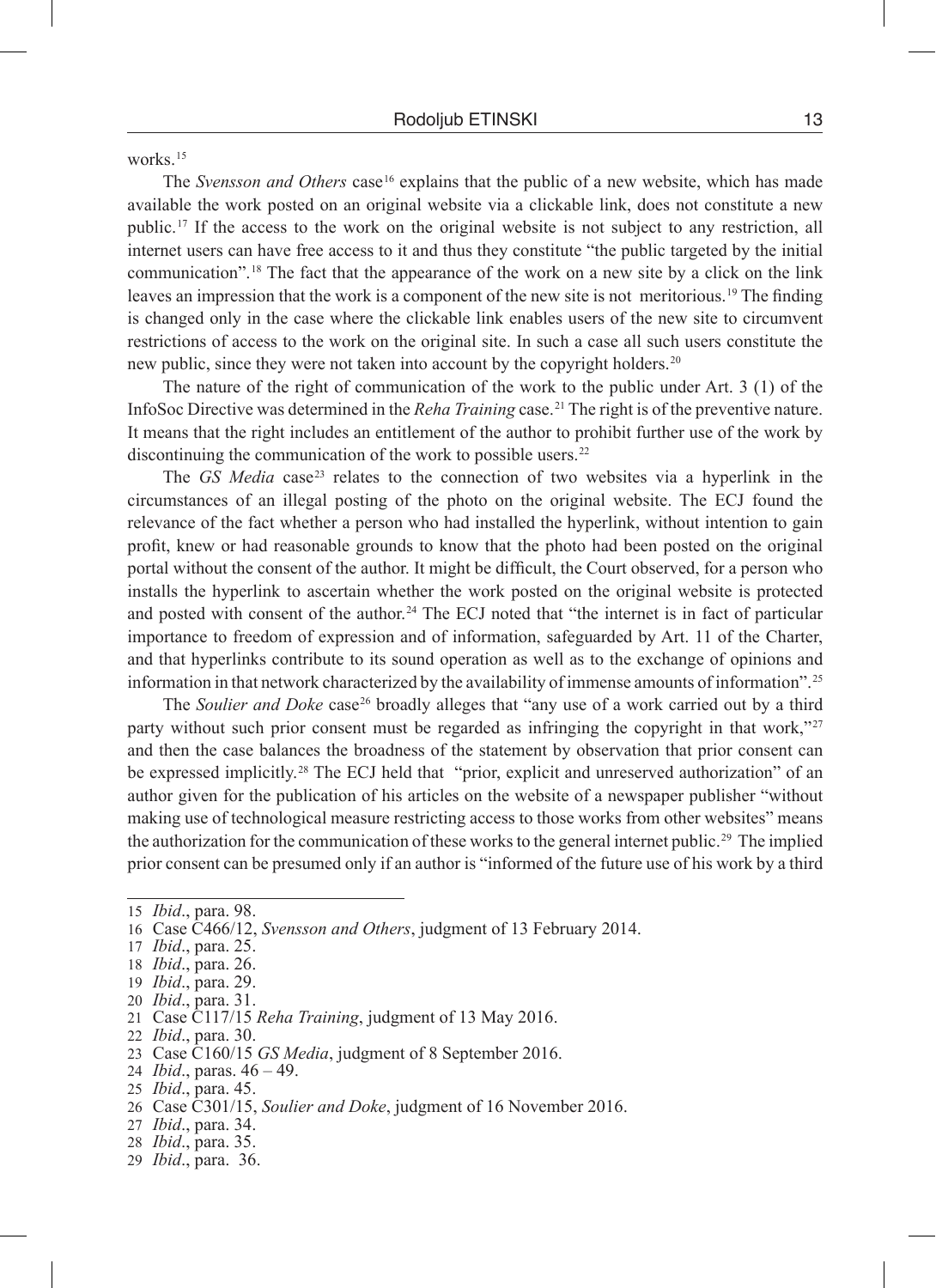works.[15]

The *Svensson and Others* case[16] explains that the public of a new website, which has made available the work posted on an original website via a clickable link, does not constitute a new public.[17] If the access to the work on the original website is not subject to any restriction, all internet users can have free access to it and thus they constitute "the public targeted by the initial communication".[18] The fact that the appearance of the work on a new site by a click on the link leaves an impression that the work is a component of the new site is not meritorious.[19] The finding is changed only in the case where the clickable link enables users of the new site to circumvent restrictions of access to the work on the original site. In such a case all such users constitute the new public, since they were not taken into account by the copyright holders.[20]

The nature of the right of communication of the work to the public under Art. 3 (1) of the InfoSoc Directive was determined in the *Reha Training* case.[21] The right is of the preventive nature. It means that the right includes an entitlement of the author to prohibit further use of the work by discontinuing the communication of the work to possible users.[22]

The *GS Media* case[23] relates to the connection of two websites via a hyperlink in the circumstances of an illegal posting of the photo on the original website. The ECJ found the relevance of the fact whether a person who had installed the hyperlink, without intention to gain profit, knew or had reasonable grounds to know that the photo had been posted on the original portal without the consent of the author. It might be difficult, the Court observed, for a person who installs the hyperlink to ascertain whether the work posted on the original website is protected and posted with consent of the author.[24] The ECJ noted that "the internet is in fact of particular importance to freedom of expression and of information, safeguarded by Art. 11 of the Charter, and that hyperlinks contribute to its sound operation as well as to the exchange of opinions and information in that network characterized by the availability of immense amounts of information".[25]

The *Soulier and Doke* case[26] broadly alleges that "any use of a work carried out by a third party without such prior consent must be regarded as infringing the copyright in that work,"[27] and then the case balances the broadness of the statement by observation that prior consent can be expressed implicitly.[28] The ECJ held that "prior, explicit and unreserved authorization" of an author given for the publication of his articles on the website of a newspaper publisher "without making use of technological measure restricting access to those works from other websites" means the authorization for the communication of these works to the general internet public.[29] The implied prior consent can be presumed only if an author is "informed of the future use of his work by a third

---

15 *Ibid*., para. 98.

16 Case C466/12, *Svensson and Others*, judgment of 13 February 2014.

17 *Ibid*., para. 25.

18 *Ibid*., para. 26.

19 *Ibid*., para. 29.

20 *Ibid*., para. 31.

21 Case C117/15 *Reha Training*, judgment of 13 May 2016.

22 *Ibid*., para. 30.

23 Case C160/15 *GS Media*, judgment of 8 September 2016.

24 *Ibid*., paras. 46 – 49.

25 *Ibid*., para. 45.

26 Case C301/15, *Soulier and Doke*, judgment of 16 November 2016.

27 *Ibid*., para. 34.

28 *Ibid*., para. 35.

29 *Ibid*., para. 36.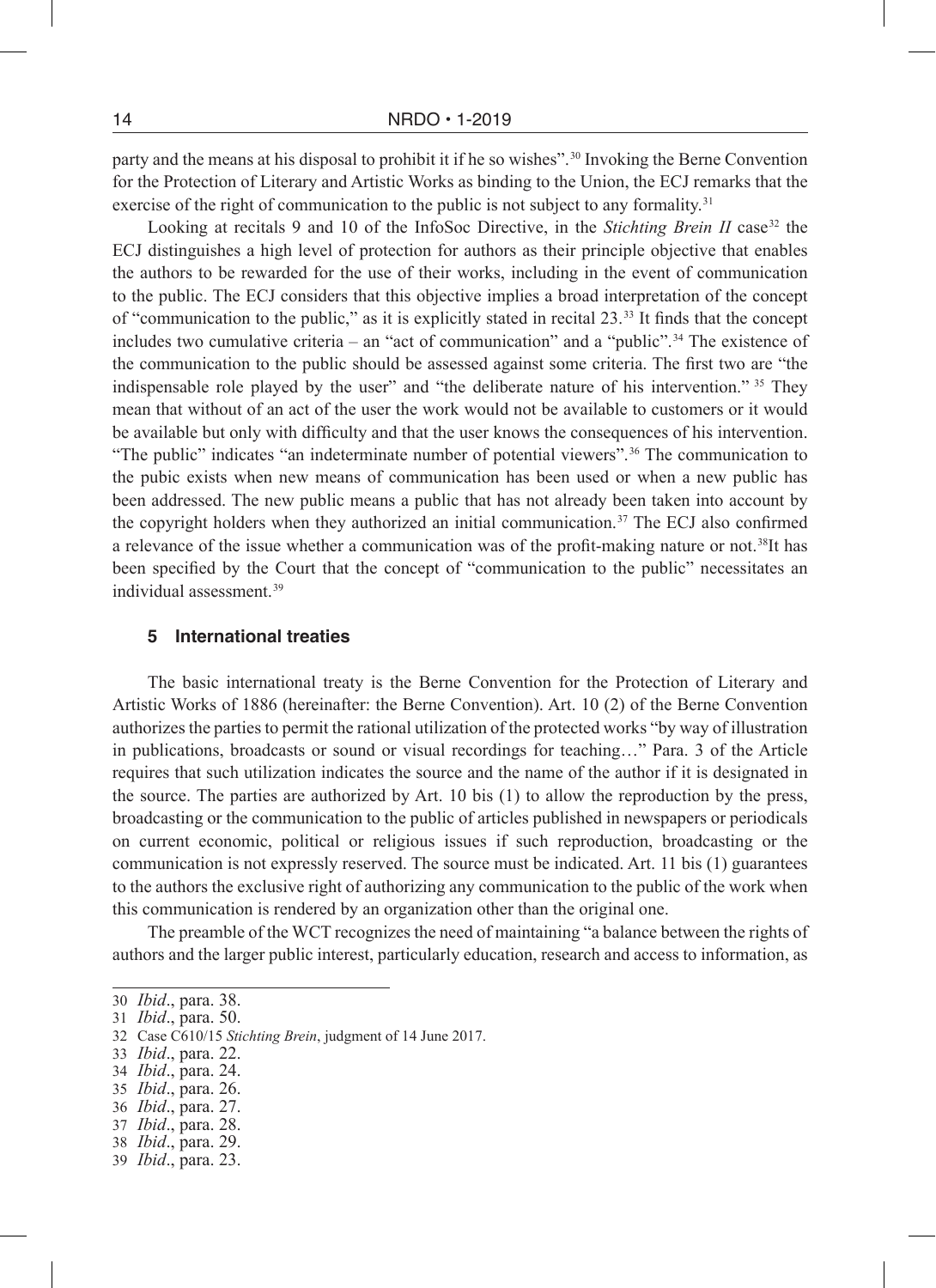party and the means at his disposal to prohibit it if he so wishes".[30] Invoking the Berne Convention for the Protection of Literary and Artistic Works as binding to the Union, the ECJ remarks that the exercise of the right of communication to the public is not subject to any formality.[31]

Looking at recitals 9 and 10 of the InfoSoc Directive, in the *Stichting Brein II* case[32] the ECJ distinguishes a high level of protection for authors as their principle objective that enables the authors to be rewarded for the use of their works, including in the event of communication to the public. The ECJ considers that this objective implies a broad interpretation of the concept of "communication to the public," as it is explicitly stated in recital 23.[33] It finds that the concept includes two cumulative criteria – an "act of communication" and a "public".[34] The existence of the communication to the public should be assessed against some criteria. The first two are "the indispensable role played by the user" and "the deliberate nature of his intervention."[35] They mean that without of an act of the user the work would not be available to customers or it would be available but only with difficulty and that the user knows the consequences of his intervention. "The public" indicates "an indeterminate number of potential viewers".[36] The communication to the pubic exists when new means of communication has been used or when a new public has been addressed. The new public means a public that has not already been taken into account by the copyright holders when they authorized an initial communication.[37] The ECJ also confirmed a relevance of the issue whether a communication was of the profit-making nature or not.[38]It has been specified by the Court that the concept of "communication to the public" necessitates an individual assessment.[39]

## 5 International treaties

The basic international treaty is the Berne Convention for the Protection of Literary and Artistic Works of 1886 (hereinafter: the Berne Convention). Art. 10 (2) of the Berne Convention authorizes the parties to permit the rational utilization of the protected works "by way of illustration in publications, broadcasts or sound or visual recordings for teaching…" Para. 3 of the Article requires that such utilization indicates the source and the name of the author if it is designated in the source. The parties are authorized by Art. 10 bis (1) to allow the reproduction by the press, broadcasting or the communication to the public of articles published in newspapers or periodicals on current economic, political or religious issues if such reproduction, broadcasting or the communication is not expressly reserved. The source must be indicated. Art. 11 bis (1) guarantees to the authors the exclusive right of authorizing any communication to the public of the work when this communication is rendered by an organization other than the original one.

The preamble of the WCT recognizes the need of maintaining "a balance between the rights of authors and the larger public interest, particularly education, research and access to information, as

---

30 *Ibid*., para. 38.
31 *Ibid*., para. 50.
32 Case C610/15 *Stichting Brein*, judgment of 14 June 2017.
33 *Ibid*., para. 22.
34 *Ibid*., para. 24.
35 *Ibid*., para. 26.
36 *Ibid*., para. 27.
37 *Ibid*., para. 28.
38 *Ibid*., para. 29.
39 *Ibid*., para. 23.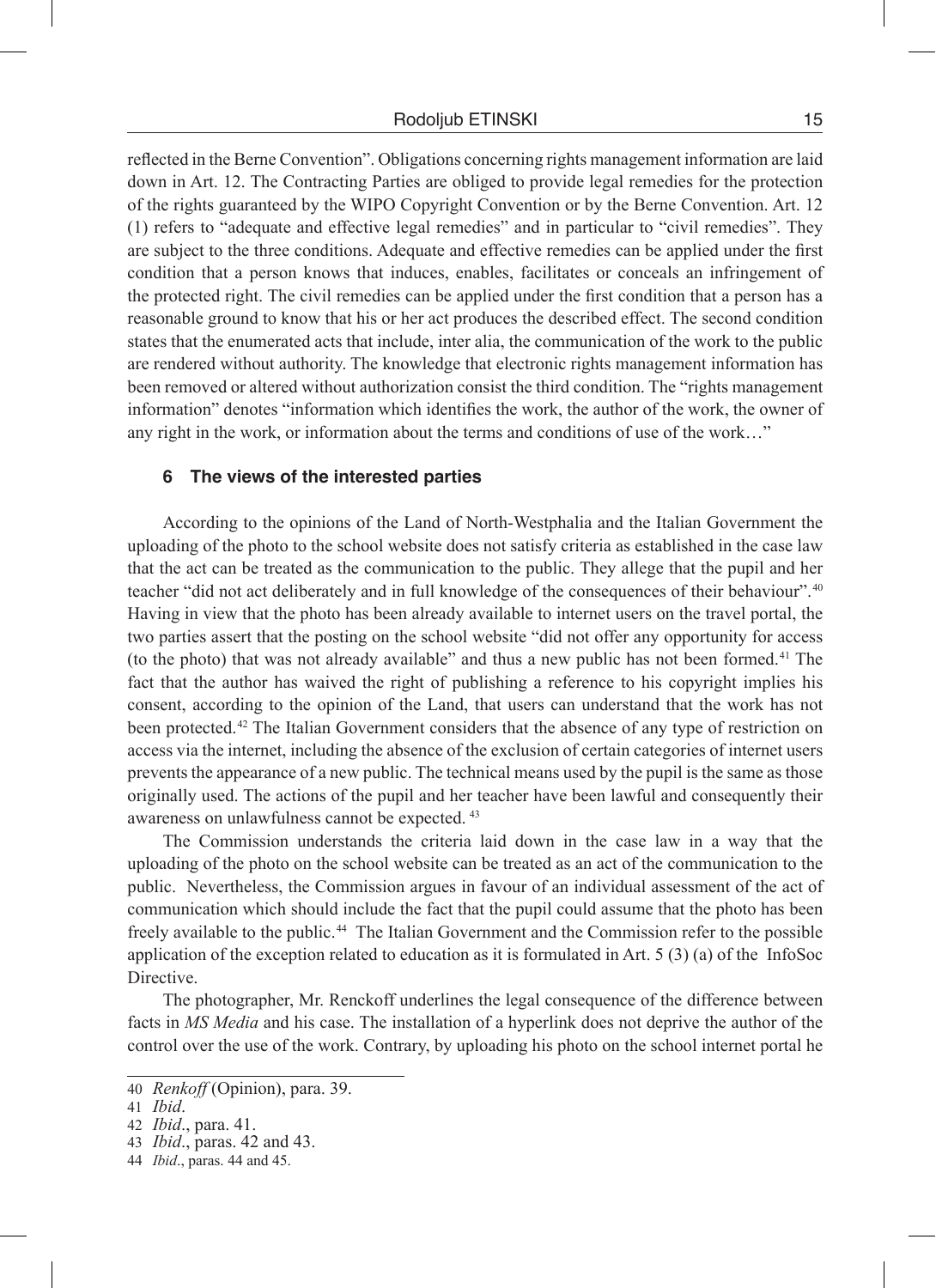reflected in the Berne Convention". Obligations concerning rights management information are laid down in Art. 12. The Contracting Parties are obliged to provide legal remedies for the protection of the rights guaranteed by the WIPO Copyright Convention or by the Berne Convention. Art. 12 (1) refers to "adequate and effective legal remedies" and in particular to "civil remedies". They are subject to the three conditions. Adequate and effective remedies can be applied under the first condition that a person knows that induces, enables, facilitates or conceals an infringement of the protected right. The civil remedies can be applied under the first condition that a person has a reasonable ground to know that his or her act produces the described effect. The second condition states that the enumerated acts that include, inter alia, the communication of the work to the public are rendered without authority. The knowledge that electronic rights management information has been removed or altered without authorization consist the third condition. The "rights management information" denotes "information which identifies the work, the author of the work, the owner of any right in the work, or information about the terms and conditions of use of the work…"

## 6 The views of the interested parties

According to the opinions of the Land of North-Westphalia and the Italian Government the uploading of the photo to the school website does not satisfy criteria as established in the case law that the act can be treated as the communication to the public. They allege that the pupil and her teacher "did not act deliberately and in full knowledge of the consequences of their behaviour".[40] Having in view that the photo has been already available to internet users on the travel portal, the two parties assert that the posting on the school website "did not offer any opportunity for access (to the photo) that was not already available" and thus a new public has not been formed.[41] The fact that the author has waived the right of publishing a reference to his copyright implies his consent, according to the opinion of the Land, that users can understand that the work has not been protected.[42] The Italian Government considers that the absence of any type of restriction on access via the internet, including the absence of the exclusion of certain categories of internet users prevents the appearance of a new public. The technical means used by the pupil is the same as those originally used. The actions of the pupil and her teacher have been lawful and consequently their awareness on unlawfulness cannot be expected.[43]

The Commission understands the criteria laid down in the case law in a way that the uploading of the photo on the school website can be treated as an act of the communication to the public. Nevertheless, the Commission argues in favour of an individual assessment of the act of communication which should include the fact that the pupil could assume that the photo has been freely available to the public.[44] The Italian Government and the Commission refer to the possible application of the exception related to education as it is formulated in Art. 5 (3) (a) of the InfoSoc Directive.

The photographer, Mr. Renckoff underlines the legal consequence of the difference between facts in *MS Media* and his case. The installation of a hyperlink does not deprive the author of the control over the use of the work. Contrary, by uploading his photo on the school internet portal he

---

40 *Renkoff* (Opinion), para. 39.

41 *Ibid*.

42 *Ibid*., para. 41.

43 *Ibid*., paras. 42 and 43.

44 *Ibid*., paras. 44 and 45.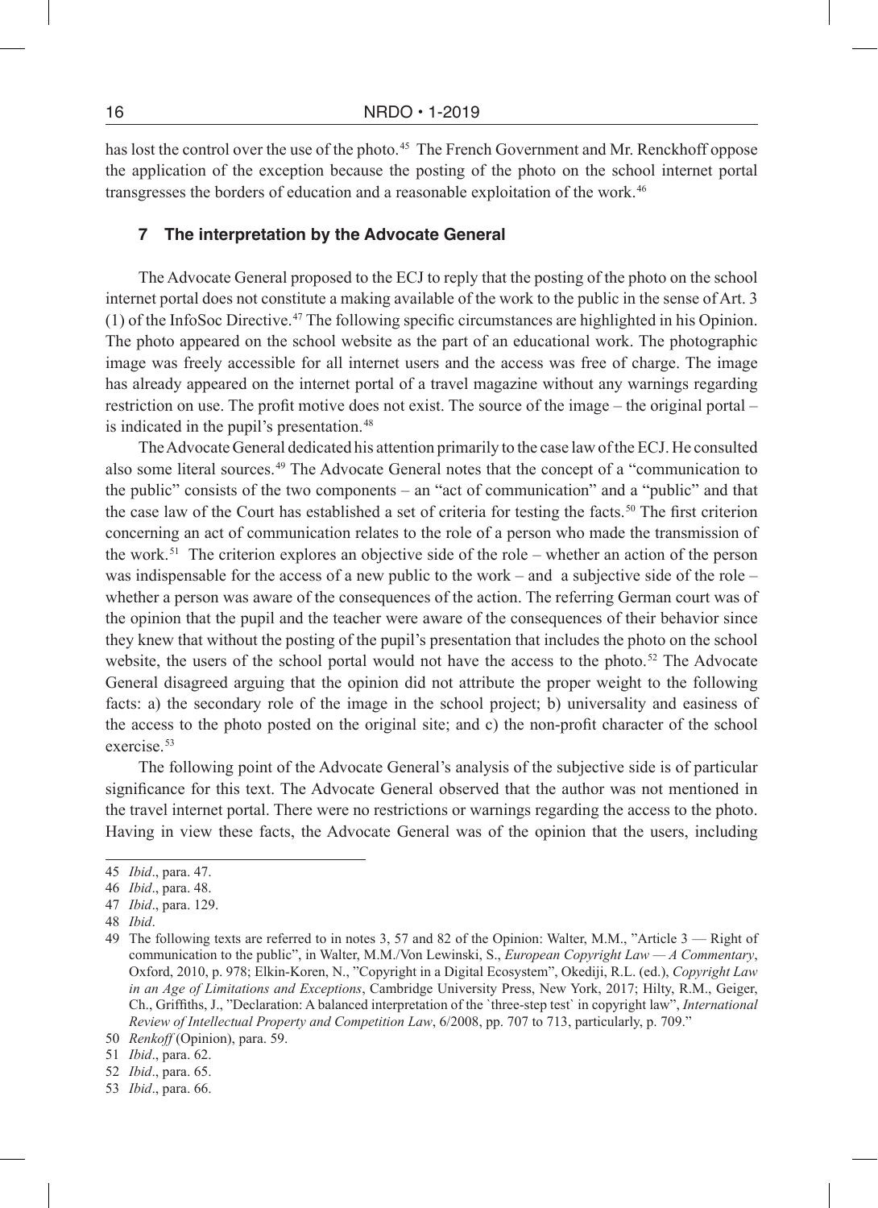has lost the control over the use of the photo.[45] The French Government and Mr. Renckhoff oppose the application of the exception because the posting of the photo on the school internet portal transgresses the borders of education and a reasonable exploitation of the work.[46]

## 7 The interpretation by the Advocate General

The Advocate General proposed to the ECJ to reply that the posting of the photo on the school internet portal does not constitute a making available of the work to the public in the sense of Art. 3 (1) of the InfoSoc Directive.[47] The following specific circumstances are highlighted in his Opinion. The photo appeared on the school website as the part of an educational work. The photographic image was freely accessible for all internet users and the access was free of charge. The image has already appeared on the internet portal of a travel magazine without any warnings regarding restriction on use. The profit motive does not exist. The source of the image – the original portal – is indicated in the pupil's presentation.[48]

The Advocate General dedicated his attention primarily to the case law of the ECJ. He consulted also some literal sources.[49] The Advocate General notes that the concept of a "communication to the public" consists of the two components – an "act of communication" and a "public" and that the case law of the Court has established a set of criteria for testing the facts.[50] The first criterion concerning an act of communication relates to the role of a person who made the transmission of the work.[51] The criterion explores an objective side of the role – whether an action of the person was indispensable for the access of a new public to the work – and a subjective side of the role – whether a person was aware of the consequences of the action. The referring German court was of the opinion that the pupil and the teacher were aware of the consequences of their behavior since they knew that without the posting of the pupil's presentation that includes the photo on the school website, the users of the school portal would not have the access to the photo.[52] The Advocate General disagreed arguing that the opinion did not attribute the proper weight to the following facts: a) the secondary role of the image in the school project; b) universality and easiness of the access to the photo posted on the original site; and c) the non-profit character of the school exercise.[53]

The following point of the Advocate General's analysis of the subjective side is of particular significance for this text. The Advocate General observed that the author was not mentioned in the travel internet portal. There were no restrictions or warnings regarding the access to the photo. Having in view these facts, the Advocate General was of the opinion that the users, including

---

45 *Ibid*., para. 47.

46 *Ibid*., para. 48.

47 *Ibid*., para. 129.

48 *Ibid*.

49 The following texts are referred to in notes 3, 57 and 82 of the Opinion: Walter, M.M., "Article 3 — Right of communication to the public", in Walter, M.M./Von Lewinski, S., *European Copyright Law — A Commentary*, Oxford, 2010, p. 978; Elkin-Koren, N., "Copyright in a Digital Ecosystem", Okediji, R.L. (ed.), *Copyright Law in an Age of Limitations and Exceptions*, Cambridge University Press, New York, 2017; Hilty, R.M., Geiger, Ch., Griffiths, J., "Declaration: A balanced interpretation of the `three-step test` in copyright law", *International Review of Intellectual Property and Competition Law*, 6/2008, pp. 707 to 713, particularly, p. 709."

50 *Renkoff* (Opinion), para. 59.

51 *Ibid*., para. 62.

52 *Ibid*., para. 65.

53 *Ibid*., para. 66.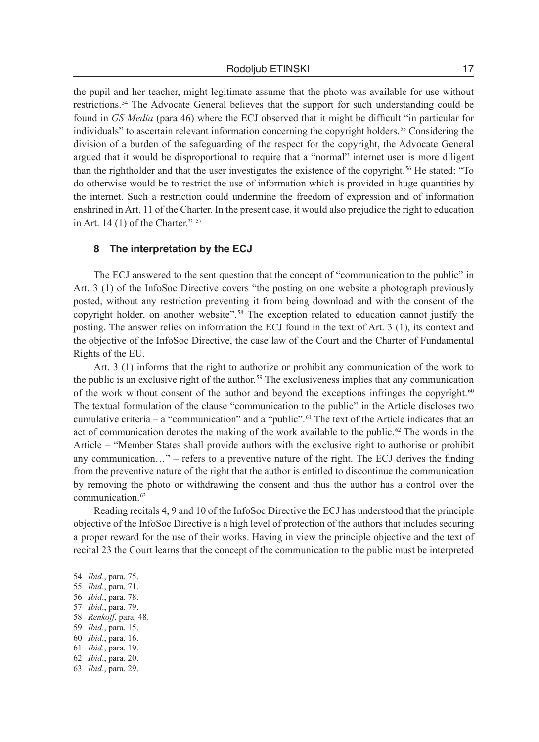the pupil and her teacher, might legitimate assume that the photo was available for use without restrictions.[54] The Advocate General believes that the support for such understanding could be found in *GS Media* (para 46) where the ECJ observed that it might be difficult "in particular for individuals" to ascertain relevant information concerning the copyright holders.[55] Considering the division of a burden of the safeguarding of the respect for the copyright, the Advocate General argued that it would be disproportional to require that a "normal" internet user is more diligent than the rightholder and that the user investigates the existence of the copyright.[56] He stated: "To do otherwise would be to restrict the use of information which is provided in huge quantities by the internet. Such a restriction could undermine the freedom of expression and of information enshrined in Art. 11 of the Charter. In the present case, it would also prejudice the right to education in Art. 14 (1) of the Charter." [57]

### 8 The interpretation by the ECJ

The ECJ answered to the sent question that the concept of "communication to the public" in Art. 3 (1) of the InfoSoc Directive covers "the posting on one website a photograph previously posted, without any restriction preventing it from being download and with the consent of the copyright holder, on another website".[58] The exception related to education cannot justify the posting. The answer relies on information the ECJ found in the text of Art. 3 (1), its context and the objective of the InfoSoc Directive, the case law of the Court and the Charter of Fundamental Rights of the EU.

Art. 3 (1) informs that the right to authorize or prohibit any communication of the work to the public is an exclusive right of the author.[59] The exclusiveness implies that any communication of the work without consent of the author and beyond the exceptions infringes the copyright.[60] The textual formulation of the clause "communication to the public" in the Article discloses two cumulative criteria – a "communication" and a "public".[61] The text of the Article indicates that an act of communication denotes the making of the work available to the public.[62] The words in the Article – "Member States shall provide authors with the exclusive right to authorise or prohibit any communication…" – refers to a preventive nature of the right. The ECJ derives the finding from the preventive nature of the right that the author is entitled to discontinue the communication by removing the photo or withdrawing the consent and thus the author has a control over the communication.[63]

Reading recitals 4, 9 and 10 of the InfoSoc Directive the ECJ has understood that the principle objective of the InfoSoc Directive is a high level of protection of the authors that includes securing a proper reward for the use of their works. Having in view the principle objective and the text of recital 23 the Court learns that the concept of the communication to the public must be interpreted

---

54 *Ibid*., para. 75.
55 *Ibid*., para. 71.
56 *Ibid*., para. 78.
57 *Ibid*., para. 79.
58 *Renkoff*, para. 48.
59 *Ibid*., para. 15.
60 *Ibid*., para. 16.
61 *Ibid*., para. 19.
62 *Ibid*., para. 20.
63 *Ibid*., para. 29.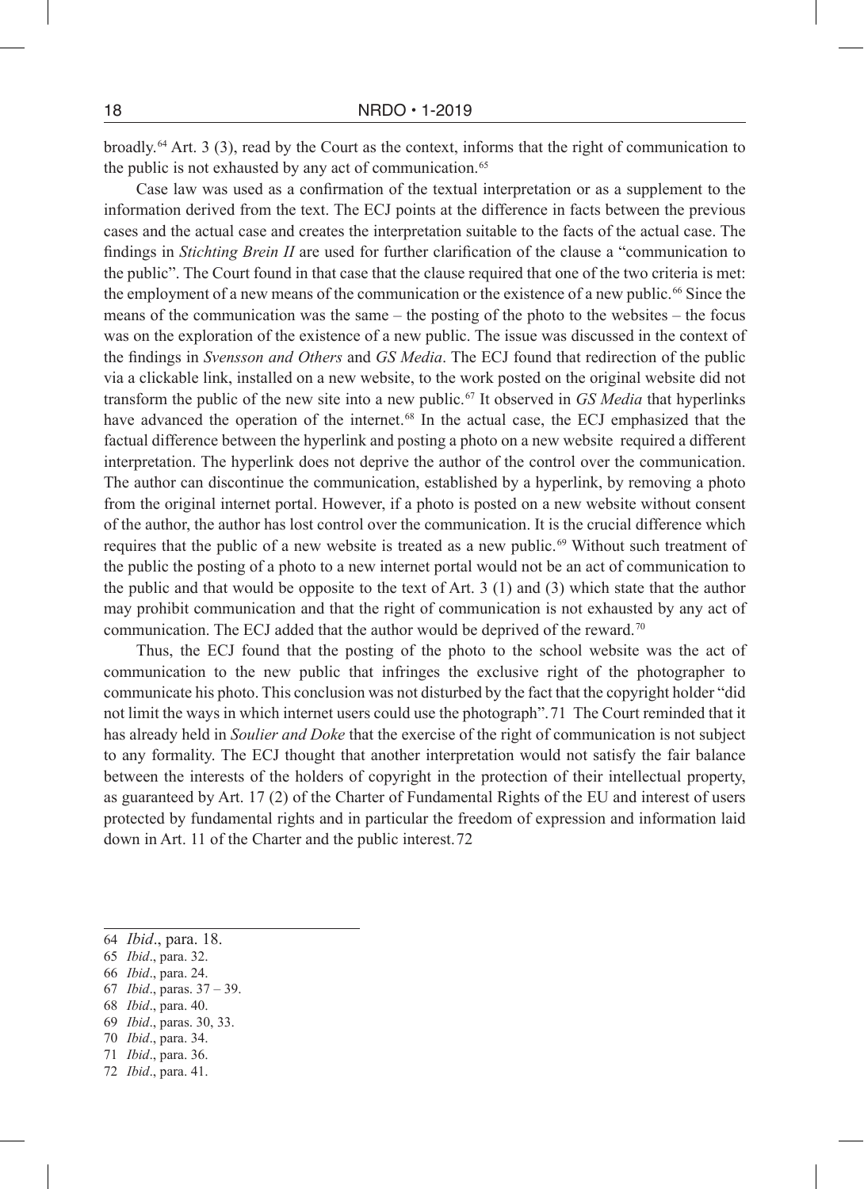broadly.[64] Art. 3 (3), read by the Court as the context, informs that the right of communication to the public is not exhausted by any act of communication.[65]

Case law was used as a confirmation of the textual interpretation or as a supplement to the information derived from the text. The ECJ points at the difference in facts between the previous cases and the actual case and creates the interpretation suitable to the facts of the actual case. The findings in *Stichting Brein II* are used for further clarification of the clause a "communication to the public". The Court found in that case that the clause required that one of the two criteria is met: the employment of a new means of the communication or the existence of a new public.[66] Since the means of the communication was the same – the posting of the photo to the websites – the focus was on the exploration of the existence of a new public. The issue was discussed in the context of the findings in *Svensson and Others* and *GS Media*. The ECJ found that redirection of the public via a clickable link, installed on a new website, to the work posted on the original website did not transform the public of the new site into a new public.[67] It observed in *GS Media* that hyperlinks have advanced the operation of the internet.[68] In the actual case, the ECJ emphasized that the factual difference between the hyperlink and posting a photo on a new website required a different interpretation. The hyperlink does not deprive the author of the control over the communication. The author can discontinue the communication, established by a hyperlink, by removing a photo from the original internet portal. However, if a photo is posted on a new website without consent of the author, the author has lost control over the communication. It is the crucial difference which requires that the public of a new website is treated as a new public.[69] Without such treatment of the public the posting of a photo to a new internet portal would not be an act of communication to the public and that would be opposite to the text of Art. 3 (1) and (3) which state that the author may prohibit communication and that the right of communication is not exhausted by any act of communication. The ECJ added that the author would be deprived of the reward.[70]

Thus, the ECJ found that the posting of the photo to the school website was the act of communication to the new public that infringes the exclusive right of the photographer to communicate his photo. This conclusion was not disturbed by the fact that the copyright holder "did not limit the ways in which internet users could use the photograph".[71] The Court reminded that it has already held in *Soulier and Doke* that the exercise of the right of communication is not subject to any formality. The ECJ thought that another interpretation would not satisfy the fair balance between the interests of the holders of copyright in the protection of their intellectual property, as guaranteed by Art. 17 (2) of the Charter of Fundamental Rights of the EU and interest of users protected by fundamental rights and in particular the freedom of expression and information laid down in Art. 11 of the Charter and the public interest.[72]

---

64 *Ibid*., para. 18.
65 *Ibid*., para. 32.
66 *Ibid*., para. 24.
67 *Ibid*., paras. 37 – 39.
68 *Ibid*., para. 40.
69 *Ibid*., paras. 30, 33.
70 *Ibid*., para. 34.
71 *Ibid*., para. 36.
72 *Ibid*., para. 41.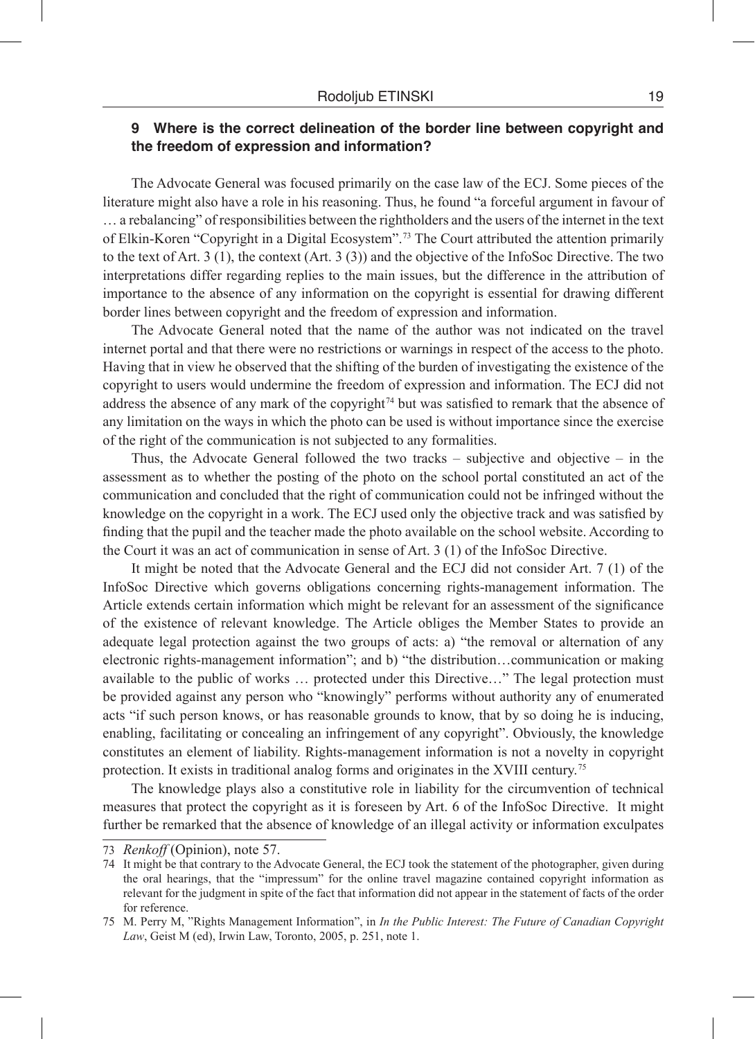## 9 Where is the correct delineation of the border line between copyright and the freedom of expression and information?

The Advocate General was focused primarily on the case law of the ECJ. Some pieces of the literature might also have a role in his reasoning. Thus, he found "a forceful argument in favour of … a rebalancing" of responsibilities between the rightholders and the users of the internet in the text of Elkin-Koren "Copyright in a Digital Ecosystem".[73] The Court attributed the attention primarily to the text of Art. 3 (1), the context (Art. 3 (3)) and the objective of the InfoSoc Directive. The two interpretations differ regarding replies to the main issues, but the difference in the attribution of importance to the absence of any information on the copyright is essential for drawing different border lines between copyright and the freedom of expression and information.

The Advocate General noted that the name of the author was not indicated on the travel internet portal and that there were no restrictions or warnings in respect of the access to the photo. Having that in view he observed that the shifting of the burden of investigating the existence of the copyright to users would undermine the freedom of expression and information. The ECJ did not address the absence of any mark of the copyright[74] but was satisfied to remark that the absence of any limitation on the ways in which the photo can be used is without importance since the exercise of the right of the communication is not subjected to any formalities.

Thus, the Advocate General followed the two tracks – subjective and objective – in the assessment as to whether the posting of the photo on the school portal constituted an act of the communication and concluded that the right of communication could not be infringed without the knowledge on the copyright in a work. The ECJ used only the objective track and was satisfied by finding that the pupil and the teacher made the photo available on the school website. According to the Court it was an act of communication in sense of Art. 3 (1) of the InfoSoc Directive.

It might be noted that the Advocate General and the ECJ did not consider Art. 7 (1) of the InfoSoc Directive which governs obligations concerning rights-management information. The Article extends certain information which might be relevant for an assessment of the significance of the existence of relevant knowledge. The Article obliges the Member States to provide an adequate legal protection against the two groups of acts: a) "the removal or alternation of any electronic rights-management information"; and b) "the distribution…communication or making available to the public of works … protected under this Directive…" The legal protection must be provided against any person who "knowingly" performs without authority any of enumerated acts "if such person knows, or has reasonable grounds to know, that by so doing he is inducing, enabling, facilitating or concealing an infringement of any copyright". Obviously, the knowledge constitutes an element of liability. Rights-management information is not a novelty in copyright protection. It exists in traditional analog forms and originates in the XVIII century.[75]

The knowledge plays also a constitutive role in liability for the circumvention of technical measures that protect the copyright as it is foreseen by Art. 6 of the InfoSoc Directive. It might further be remarked that the absence of knowledge of an illegal activity or information exculpates

---

73 *Renkoff* (Opinion), note 57.

74 It might be that contrary to the Advocate General, the ECJ took the statement of the photographer, given during the oral hearings, that the "impressum" for the online travel magazine contained copyright information as relevant for the judgment in spite of the fact that information did not appear in the statement of facts of the order for reference.

75 M. Perry M, "Rights Management Information", in *In the Public Interest: The Future of Canadian Copyright Law*, Geist M (ed), Irwin Law, Toronto, 2005, p. 251, note 1.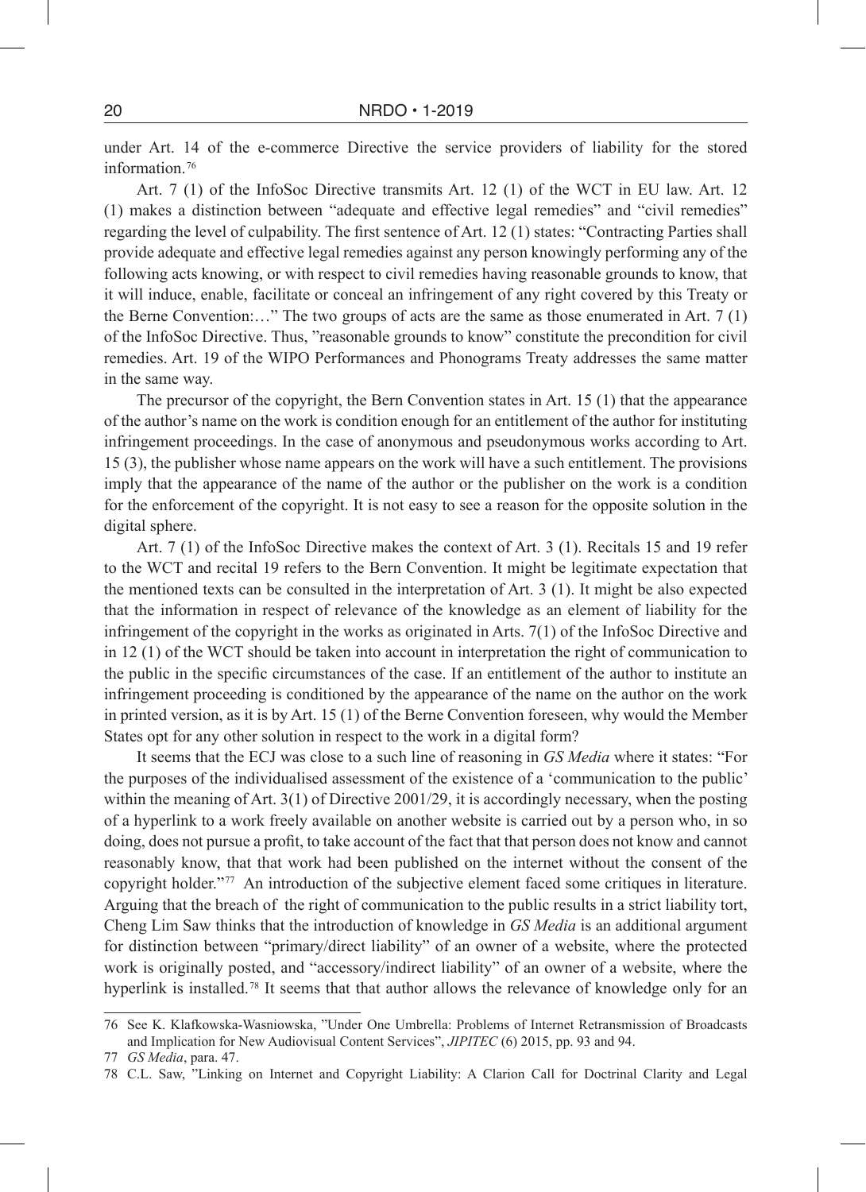under Art. 14 of the e-commerce Directive the service providers of liability for the stored information.[76]

Art. 7 (1) of the InfoSoc Directive transmits Art. 12 (1) of the WCT in EU law. Art. 12 (1) makes a distinction between "adequate and effective legal remedies" and "civil remedies" regarding the level of culpability. The first sentence of Art. 12 (1) states: "Contracting Parties shall provide adequate and effective legal remedies against any person knowingly performing any of the following acts knowing, or with respect to civil remedies having reasonable grounds to know, that it will induce, enable, facilitate or conceal an infringement of any right covered by this Treaty or the Berne Convention:…" The two groups of acts are the same as those enumerated in Art. 7 (1) of the InfoSoc Directive. Thus, "reasonable grounds to know" constitute the precondition for civil remedies. Art. 19 of the WIPO Performances and Phonograms Treaty addresses the same matter in the same way.

The precursor of the copyright, the Bern Convention states in Art. 15 (1) that the appearance of the author's name on the work is condition enough for an entitlement of the author for instituting infringement proceedings. In the case of anonymous and pseudonymous works according to Art. 15 (3), the publisher whose name appears on the work will have a such entitlement. The provisions imply that the appearance of the name of the author or the publisher on the work is a condition for the enforcement of the copyright. It is not easy to see a reason for the opposite solution in the digital sphere.

Art. 7 (1) of the InfoSoc Directive makes the context of Art. 3 (1). Recitals 15 and 19 refer to the WCT and recital 19 refers to the Bern Convention. It might be legitimate expectation that the mentioned texts can be consulted in the interpretation of Art. 3 (1). It might be also expected that the information in respect of relevance of the knowledge as an element of liability for the infringement of the copyright in the works as originated in Arts. 7(1) of the InfoSoc Directive and in 12 (1) of the WCT should be taken into account in interpretation the right of communication to the public in the specific circumstances of the case. If an entitlement of the author to institute an infringement proceeding is conditioned by the appearance of the name on the author on the work in printed version, as it is by Art. 15 (1) of the Berne Convention foreseen, why would the Member States opt for any other solution in respect to the work in a digital form?

It seems that the ECJ was close to a such line of reasoning in *GS Media* where it states: "For the purposes of the individualised assessment of the existence of a 'communication to the public' within the meaning of Art. 3(1) of Directive 2001/29, it is accordingly necessary, when the posting of a hyperlink to a work freely available on another website is carried out by a person who, in so doing, does not pursue a profit, to take account of the fact that that person does not know and cannot reasonably know, that that work had been published on the internet without the consent of the copyright holder."[77] An introduction of the subjective element faced some critiques in literature. Arguing that the breach of the right of communication to the public results in a strict liability tort, Cheng Lim Saw thinks that the introduction of knowledge in *GS Media* is an additional argument for distinction between "primary/direct liability" of an owner of a website, where the protected work is originally posted, and "accessory/indirect liability" of an owner of a website, where the hyperlink is installed.[78] It seems that that author allows the relevance of knowledge only for an

---

76 See K. Klafkowska-Wasniowska, "Under One Umbrella: Problems of Internet Retransmission of Broadcasts and Implication for New Audiovisual Content Services", *JIPITEC* (6) 2015, pp. 93 and 94.

77 *GS Media*, para. 47.

78 C.L. Saw, "Linking on Internet and Copyright Liability: A Clarion Call for Doctrinal Clarity and Legal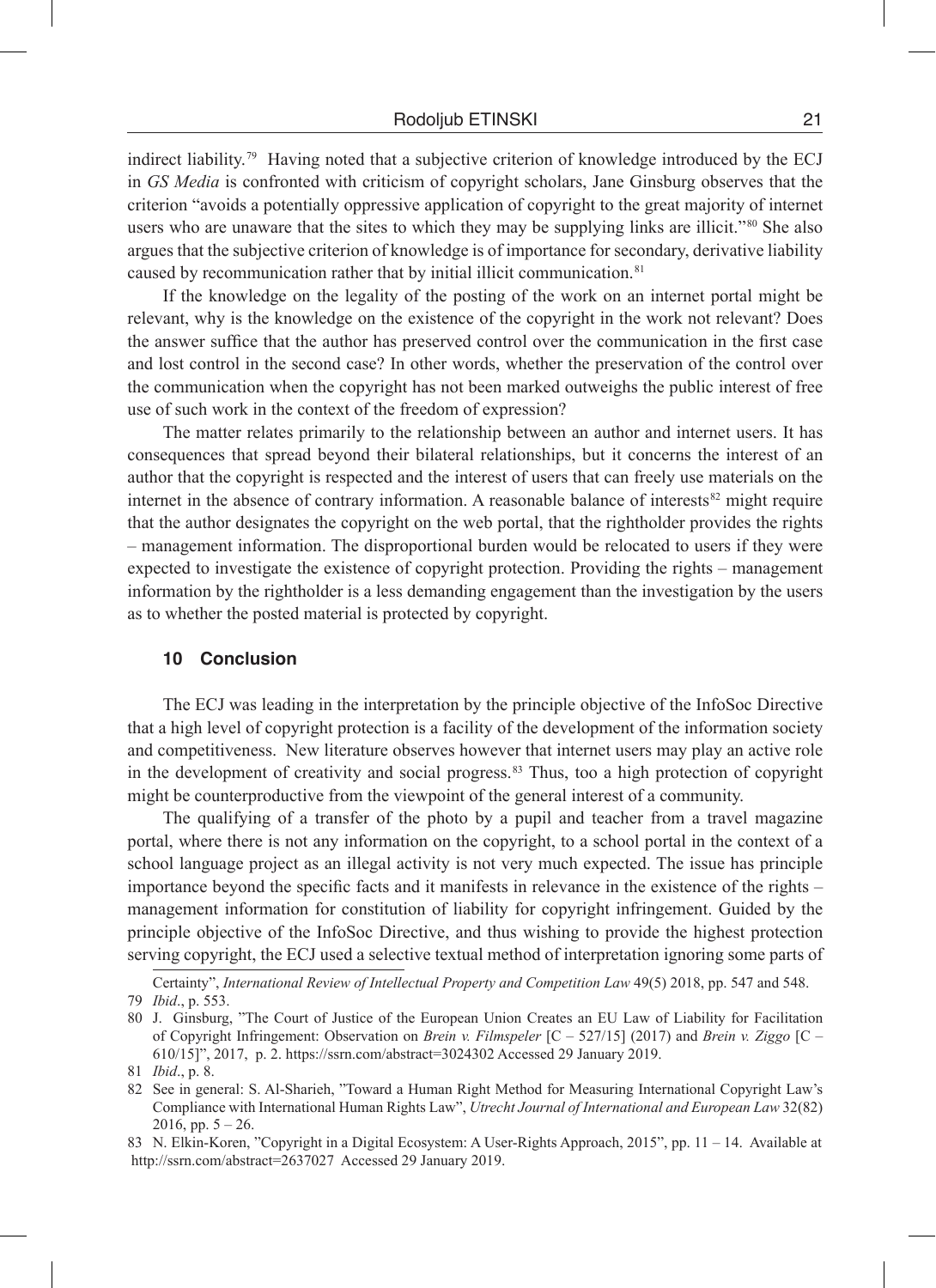indirect liability.[79] Having noted that a subjective criterion of knowledge introduced by the ECJ in *GS Media* is confronted with criticism of copyright scholars, Jane Ginsburg observes that the criterion "avoids a potentially oppressive application of copyright to the great majority of internet users who are unaware that the sites to which they may be supplying links are illicit."[80] She also argues that the subjective criterion of knowledge is of importance for secondary, derivative liability caused by recommunication rather that by initial illicit communication.[81]

If the knowledge on the legality of the posting of the work on an internet portal might be relevant, why is the knowledge on the existence of the copyright in the work not relevant? Does the answer suffice that the author has preserved control over the communication in the first case and lost control in the second case? In other words, whether the preservation of the control over the communication when the copyright has not been marked outweighs the public interest of free use of such work in the context of the freedom of expression?

The matter relates primarily to the relationship between an author and internet users. It has consequences that spread beyond their bilateral relationships, but it concerns the interest of an author that the copyright is respected and the interest of users that can freely use materials on the internet in the absence of contrary information. A reasonable balance of interests[82] might require that the author designates the copyright on the web portal, that the rightholder provides the rights – management information. The disproportional burden would be relocated to users if they were expected to investigate the existence of copyright protection. Providing the rights – management information by the rightholder is a less demanding engagement than the investigation by the users as to whether the posted material is protected by copyright.

## 10 Conclusion

The ECJ was leading in the interpretation by the principle objective of the InfoSoc Directive that a high level of copyright protection is a facility of the development of the information society and competitiveness. New literature observes however that internet users may play an active role in the development of creativity and social progress.[83] Thus, too a high protection of copyright might be counterproductive from the viewpoint of the general interest of a community.

The qualifying of a transfer of the photo by a pupil and teacher from a travel magazine portal, where there is not any information on the copyright, to a school portal in the context of a school language project as an illegal activity is not very much expected. The issue has principle importance beyond the specific facts and it manifests in relevance in the existence of the rights – management information for constitution of liability for copyright infringement. Guided by the principle objective of the InfoSoc Directive, and thus wishing to provide the highest protection serving copyright, the ECJ used a selective textual method of interpretation ignoring some parts of

---

Certainty", *International Review of Intellectual Property and Competition Law* 49(5) 2018, pp. 547 and 548.

79 *Ibid*., p. 553.

80 J. Ginsburg, "The Court of Justice of the European Union Creates an EU Law of Liability for Facilitation of Copyright Infringement: Observation on *Brein v. Filmspeler* [C – 527/15] (2017) and *Brein v. Ziggo* [C – 610/15]", 2017, p. 2. https://ssrn.com/abstract=3024302 Accessed 29 January 2019.

81 *Ibid*., p. 8.

82 See in general: S. Al-Sharieh, "Toward a Human Right Method for Measuring International Copyright Law's Compliance with International Human Rights Law", *Utrecht Journal of International and European Law* 32(82) 2016, pp. 5 – 26.

83 N. Elkin-Koren, "Copyright in a Digital Ecosystem: A User-Rights Approach, 2015", pp. 11 – 14. Available at http://ssrn.com/abstract=2637027 Accessed 29 January 2019.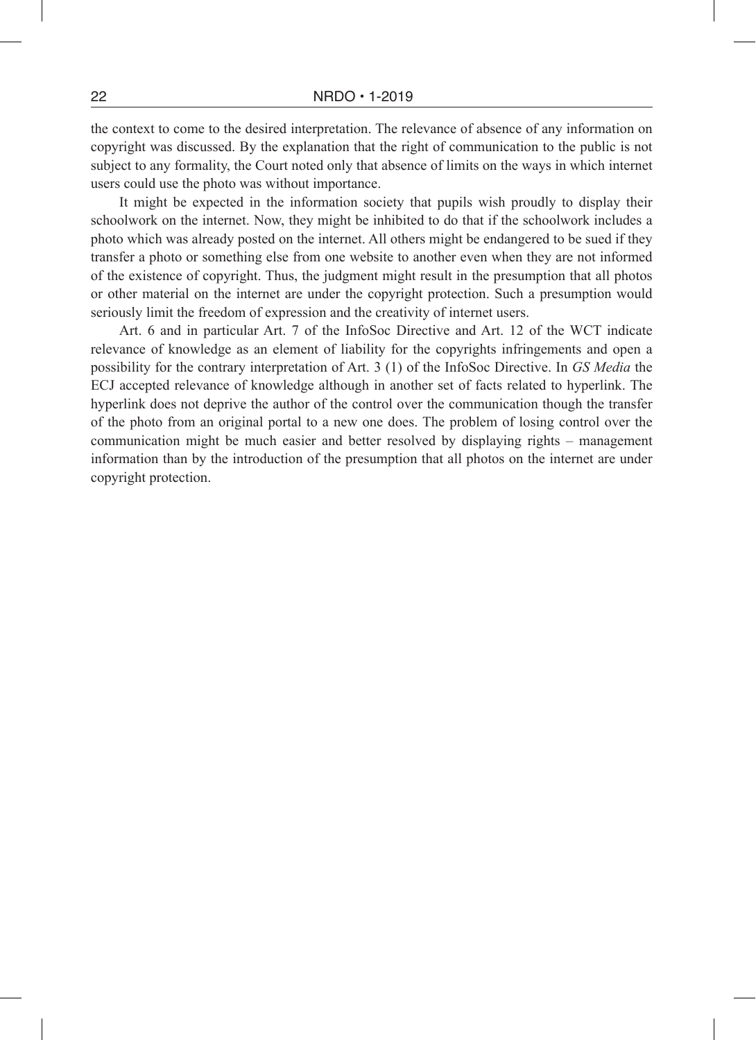the context to come to the desired interpretation. The relevance of absence of any information on copyright was discussed. By the explanation that the right of communication to the public is not subject to any formality, the Court noted only that absence of limits on the ways in which internet users could use the photo was without importance.

It might be expected in the information society that pupils wish proudly to display their schoolwork on the internet. Now, they might be inhibited to do that if the schoolwork includes a photo which was already posted on the internet. All others might be endangered to be sued if they transfer a photo or something else from one website to another even when they are not informed of the existence of copyright. Thus, the judgment might result in the presumption that all photos or other material on the internet are under the copyright protection. Such a presumption would seriously limit the freedom of expression and the creativity of internet users.

Art. 6 and in particular Art. 7 of the InfoSoc Directive and Art. 12 of the WCT indicate relevance of knowledge as an element of liability for the copyrights infringements and open a possibility for the contrary interpretation of Art. 3 (1) of the InfoSoc Directive. In *GS Media* the ECJ accepted relevance of knowledge although in another set of facts related to hyperlink. The hyperlink does not deprive the author of the control over the communication though the transfer of the photo from an original portal to a new one does. The problem of losing control over the communication might be much easier and better resolved by displaying rights – management information than by the introduction of the presumption that all photos on the internet are under copyright protection.